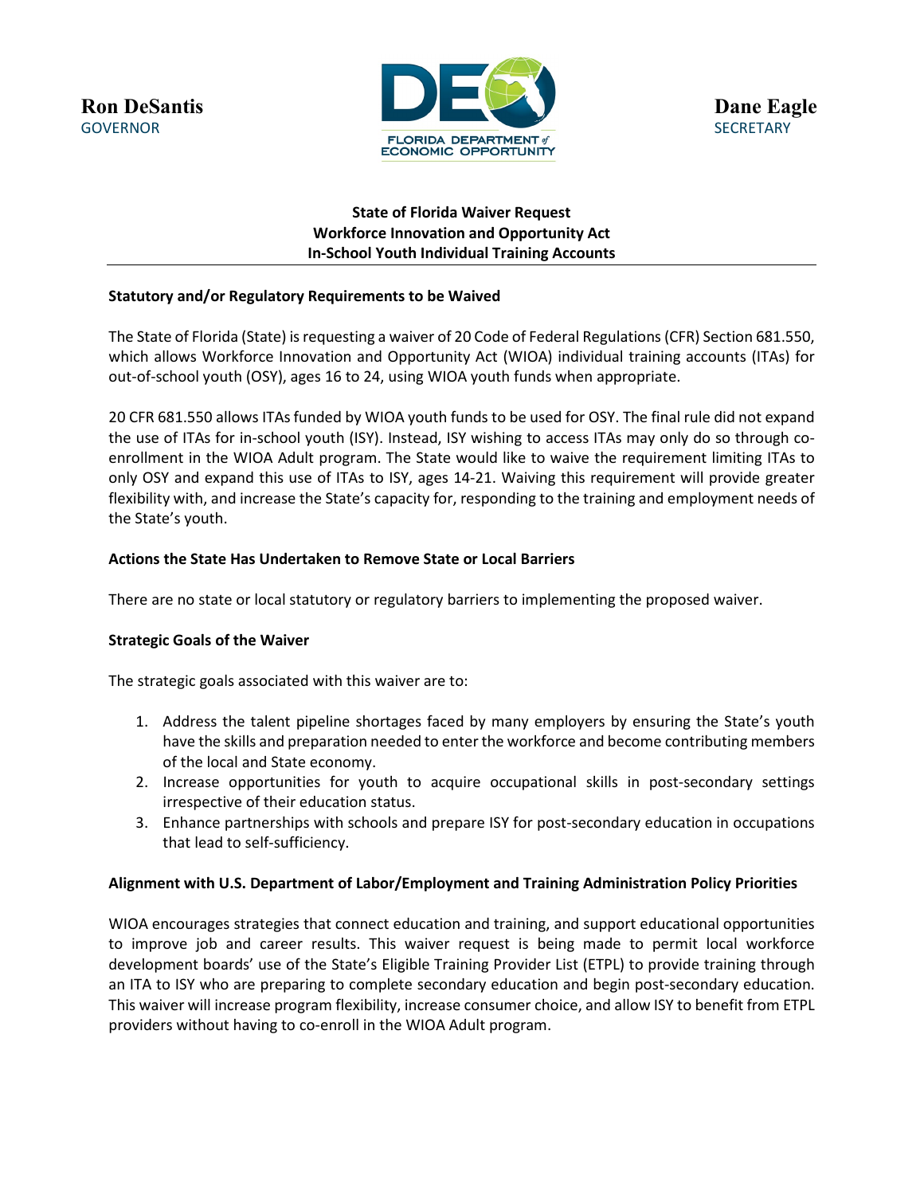**Ron DeSantis**
GOVERNOR

FLORIDA DEPARTMENT of ECONOMIC OPPORTUNITY

**Dane Eagle**
SECRETARY

# State of Florida Waiver Request
# Workforce Innovation and Opportunity Act
# In-School Youth Individual Training Accounts

## Statutory and/or Regulatory Requirements to be Waived

The State of Florida (State) is requesting a waiver of 20 Code of Federal Regulations (CFR) Section 681.550, which allows Workforce Innovation and Opportunity Act (WIOA) individual training accounts (ITAs) for out-of-school youth (OSY), ages 16 to 24, using WIOA youth funds when appropriate.

20 CFR 681.550 allows ITAs funded by WIOA youth funds to be used for OSY. The final rule did not expand the use of ITAs for in-school youth (ISY). Instead, ISY wishing to access ITAs may only do so through co-enrollment in the WIOA Adult program. The State would like to waive the requirement limiting ITAs to only OSY and expand this use of ITAs to ISY, ages 14-21. Waiving this requirement will provide greater flexibility with, and increase the State's capacity for, responding to the training and employment needs of the State's youth.

## Actions the State Has Undertaken to Remove State or Local Barriers

There are no state or local statutory or regulatory barriers to implementing the proposed waiver.

## Strategic Goals of the Waiver

The strategic goals associated with this waiver are to:

1. Address the talent pipeline shortages faced by many employers by ensuring the State's youth have the skills and preparation needed to enter the workforce and become contributing members of the local and State economy.
2. Increase opportunities for youth to acquire occupational skills in post-secondary settings irrespective of their education status.
3. Enhance partnerships with schools and prepare ISY for post-secondary education in occupations that lead to self-sufficiency.

## Alignment with U.S. Department of Labor/Employment and Training Administration Policy Priorities

WIOA encourages strategies that connect education and training, and support educational opportunities to improve job and career results. This waiver request is being made to permit local workforce development boards' use of the State's Eligible Training Provider List (ETPL) to provide training through an ITA to ISY who are preparing to complete secondary education and begin post-secondary education. This waiver will increase program flexibility, increase consumer choice, and allow ISY to benefit from ETPL providers without having to co-enroll in the WIOA Adult program.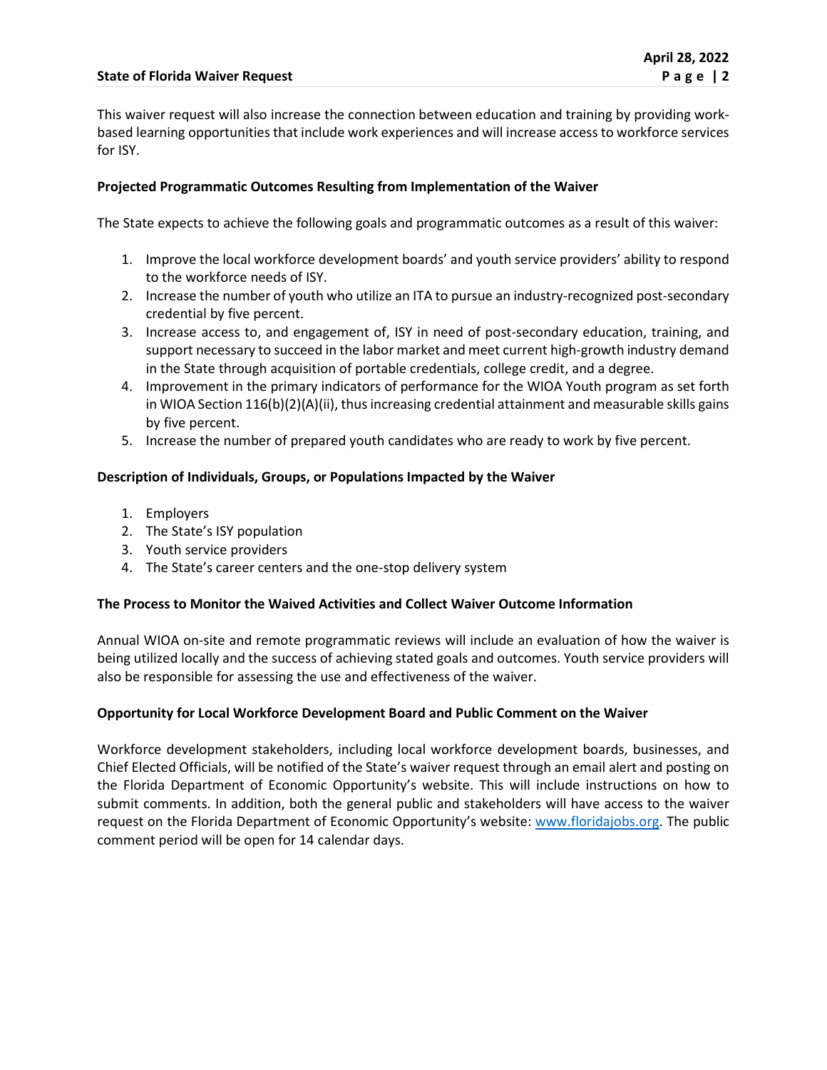This waiver request will also increase the connection between education and training by providing work-based learning opportunities that include work experiences and will increase access to workforce services for ISY.

**Projected Programmatic Outcomes Resulting from Implementation of the Waiver**

The State expects to achieve the following goals and programmatic outcomes as a result of this waiver:

1. Improve the local workforce development boards' and youth service providers' ability to respond to the workforce needs of ISY.
2. Increase the number of youth who utilize an ITA to pursue an industry-recognized post-secondary credential by five percent.
3. Increase access to, and engagement of, ISY in need of post-secondary education, training, and support necessary to succeed in the labor market and meet current high-growth industry demand in the State through acquisition of portable credentials, college credit, and a degree.
4. Improvement in the primary indicators of performance for the WIOA Youth program as set forth in WIOA Section 116(b)(2)(A)(ii), thus increasing credential attainment and measurable skills gains by five percent.
5. Increase the number of prepared youth candidates who are ready to work by five percent.

**Description of Individuals, Groups, or Populations Impacted by the Waiver**

1. Employers
2. The State's ISY population
3. Youth service providers
4. The State's career centers and the one-stop delivery system

**The Process to Monitor the Waived Activities and Collect Waiver Outcome Information**

Annual WIOA on-site and remote programmatic reviews will include an evaluation of how the waiver is being utilized locally and the success of achieving stated goals and outcomes. Youth service providers will also be responsible for assessing the use and effectiveness of the waiver.

**Opportunity for Local Workforce Development Board and Public Comment on the Waiver**

Workforce development stakeholders, including local workforce development boards, businesses, and Chief Elected Officials, will be notified of the State's waiver request through an email alert and posting on the Florida Department of Economic Opportunity's website. This will include instructions on how to submit comments. In addition, both the general public and stakeholders will have access to the waiver request on the Florida Department of Economic Opportunity's website: www.floridajobs.org. The public comment period will be open for 14 calendar days.